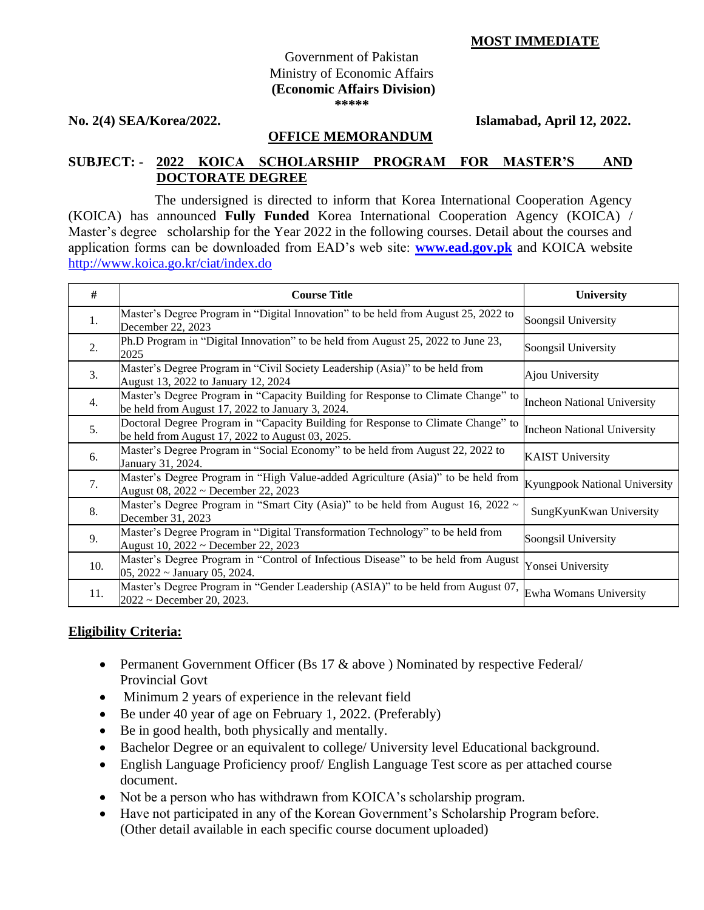**MOST IMMEDIATE**

Government of Pakistan
Ministry of Economic Affairs
**(Economic Affairs Division)**
\*\*\*\*\*

**No. 2(4) SEA/Korea/2022.** **Islamabad, April 12, 2022.**

**OFFICE MEMORANDUM**

**SUBJECT: - 2022 KOICA SCHOLARSHIP PROGRAM FOR MASTER'S AND DOCTORATE DEGREE**

The undersigned is directed to inform that Korea International Cooperation Agency (KOICA) has announced **Fully Funded** Korea International Cooperation Agency (KOICA) / Master's degree scholarship for the Year 2022 in the following courses. Detail about the courses and application forms can be downloaded from EAD's web site: **www.ead.gov.pk** and KOICA website http://www.koica.go.kr/ciat/index.do

| # | Course Title | University |
|---|---|---|
| 1. | Master's Degree Program in "Digital Innovation" to be held from August 25, 2022 to December 22, 2023 | Soongsil University |
| 2. | Ph.D Program in "Digital Innovation" to be held from August 25, 2022 to June 23, 2025 | Soongsil University |
| 3. | Master's Degree Program in "Civil Society Leadership (Asia)" to be held from August 13, 2022 to January 12, 2024 | Ajou University |
| 4. | Master's Degree Program in "Capacity Building for Response to Climate Change" to be held from August 17, 2022 to January 3, 2024. | Incheon National University |
| 5. | Doctoral Degree Program in "Capacity Building for Response to Climate Change" to be held from August 17, 2022 to August 03, 2025. | Incheon National University |
| 6. | Master's Degree Program in "Social Economy" to be held from August 22, 2022 to January 31, 2024. | KAIST University |
| 7. | Master's Degree Program in "High Value-added Agriculture (Asia)" to be held from August 08, 2022 ~ December 22, 2023 | Kyungpook National University |
| 8. | Master's Degree Program in "Smart City (Asia)" to be held from August 16, 2022 ~ December 31, 2023 | SungKyunKwan University |
| 9. | Master's Degree Program in "Digital Transformation Technology" to be held from August 10, 2022 ~ December 22, 2023 | Soongsil University |
| 10. | Master's Degree Program in "Control of Infectious Disease" to be held from August 05, 2022 ~ January 05, 2024. | Yonsei University |
| 11. | Master's Degree Program in "Gender Leadership (ASIA)" to be held from August 07, 2022 ~ December 20, 2023. | Ewha Womans University |

**Eligibility Criteria:**

- Permanent Government Officer (Bs 17 & above ) Nominated by respective Federal/ Provincial Govt
- Minimum 2 years of experience in the relevant field
- Be under 40 year of age on February 1, 2022. (Preferably)
- Be in good health, both physically and mentally.
- Bachelor Degree or an equivalent to college/ University level Educational background.
- English Language Proficiency proof/ English Language Test score as per attached course document.
- Not be a person who has withdrawn from KOICA's scholarship program.
- Have not participated in any of the Korean Government's Scholarship Program before. (Other detail available in each specific course document uploaded)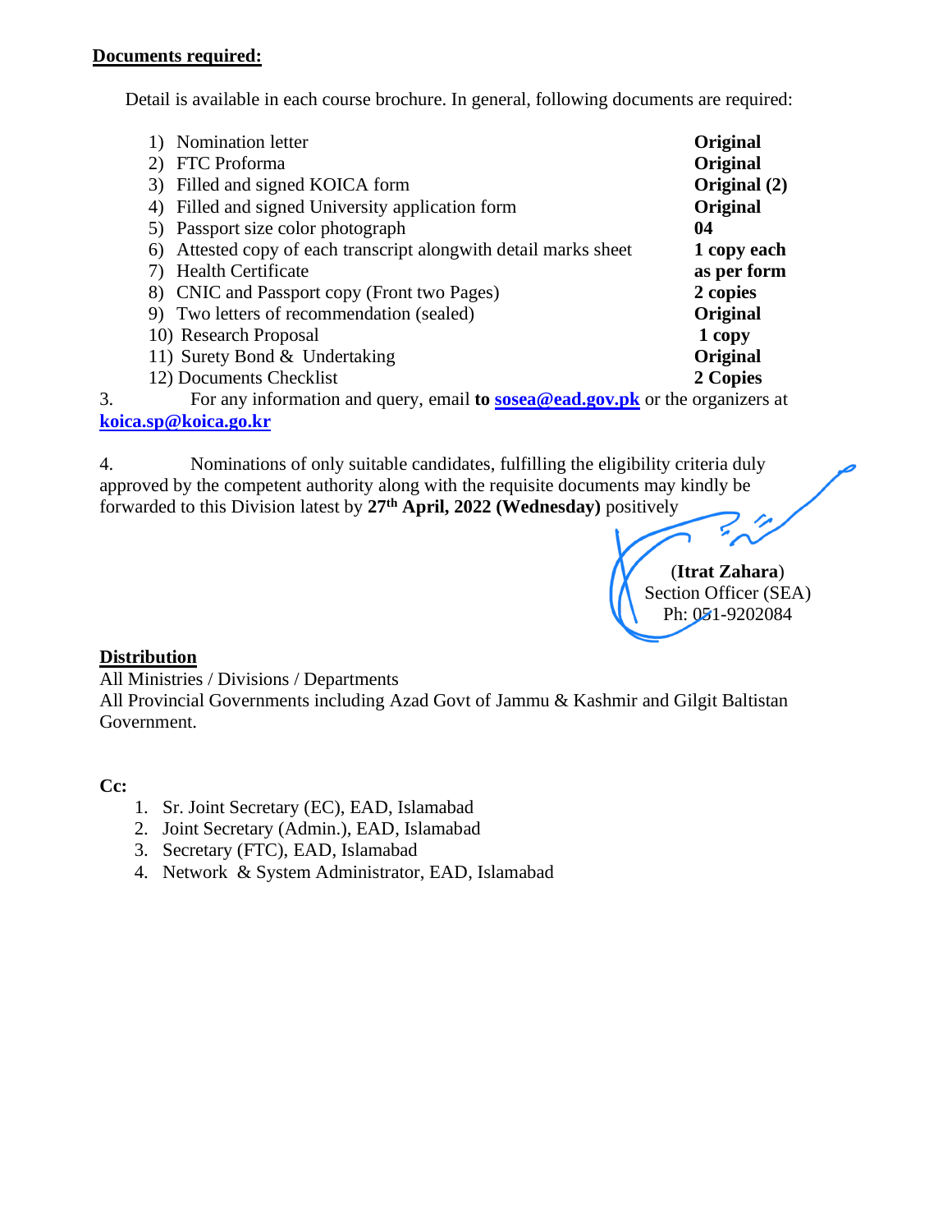**Documents required:**

Detail is available in each course brochure. In general, following documents are required:

| | |
|---|---|
| 1) Nomination letter | **Original** |
| 2) FTC Proforma | **Original** |
| 3) Filled and signed KOICA form | **Original (2)** |
| 4) Filled and signed University application form | **Original** |
| 5) Passport size color photograph | **04** |
| 6) Attested copy of each transcript alongwith detail marks sheet | **1 copy each** |
| 7) Health Certificate | **as per form** |
| 8) CNIC and Passport copy (Front two Pages) | **2 copies** |
| 9) Two letters of recommendation (sealed) | **Original** |
| 10) Research Proposal | **1 copy** |
| 11) Surety Bond & Undertaking | **Original** |
| 12) Documents Checklist | **2 Copies** |

3. For any information and query, email **to** **sosea@ead.gov.pk** or the organizers at **koica.sp@koica.go.kr**

4. Nominations of only suitable candidates, fulfilling the eligibility criteria duly approved by the competent authority along with the requisite documents may kindly be forwarded to this Division latest by **27th April, 2022 (Wednesday)** positively

(**Itrat Zahara**)
Section Officer (SEA)
Ph: 051-9202084

**Distribution**

All Ministries / Divisions / Departments
All Provincial Governments including Azad Govt of Jammu & Kashmir and Gilgit Baltistan Government.

**Cc:**

1. Sr. Joint Secretary (EC), EAD, Islamabad
2. Joint Secretary (Admin.), EAD, Islamabad
3. Secretary (FTC), EAD, Islamabad
4. Network & System Administrator, EAD, Islamabad